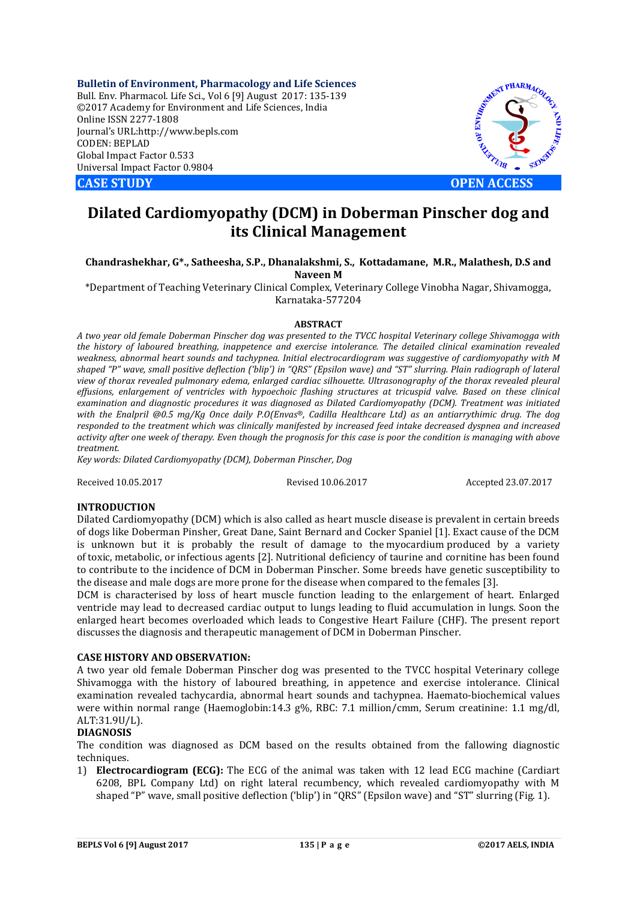**Bulletin of Environment, Pharmacology and Life Sciences**
Bull. Env. Pharmacol. Life Sci., Vol 6 [9] August 2017: 135-139
©2017 Academy for Environment and Life Sciences, India
Online ISSN 2277-1808
Journal's URL:http://www.bepls.com
CODEN: BEPLAD
Global Impact Factor 0.533
Universal Impact Factor 0.9804

**CASE STUDY** **OPEN ACCESS**

# Dilated Cardiomyopathy (DCM) in Doberman Pinscher dog and its Clinical Management

**Chandrashekhar, G\*., Satheesha, S.P., Dhanalakshmi, S., Kottadamane, M.R., Malathesh, D.S and Naveen M**

\*Department of Teaching Veterinary Clinical Complex, Veterinary College Vinobha Nagar, Shivamogga, Karnataka-577204

## ABSTRACT

*A two year old female Doberman Pinscher dog was presented to the TVCC hospital Veterinary college Shivamogga with the history of laboured breathing, inappetence and exercise intolerance. The detailed clinical examination revealed weakness, abnormal heart sounds and tachypnea. Initial electrocardiogram was suggestive of cardiomyopathy with M shaped "P" wave, small positive deflection ('blip') in "QRS" (Epsilon wave) and "ST" slurring. Plain radiograph of lateral view of thorax revealed pulmonary edema, enlarged cardiac silhouette. Ultrasonography of the thorax revealed pleural effusions, enlargement of ventricles with hypoechoic flashing structures at tricuspid valve. Based on these clinical examination and diagnostic procedures it was diagnosed as Dilated Cardiomyopathy (DCM). Treatment was initiated with the Enalpril @0.5 mg/Kg Once daily P.O(Envas®, Cadilla Healthcare Ltd) as an antiarrythimic drug. The dog responded to the treatment which was clinically manifested by increased feed intake decreased dyspnea and increased activity after one week of therapy. Even though the prognosis for this case is poor the condition is managing with above treatment.*

*Key words: Dilated Cardiomyopathy (DCM), Doberman Pinscher, Dog*

Received 10.05.2017 Revised 10.06.2017 Accepted 23.07.2017

## INTRODUCTION

Dilated Cardiomyopathy (DCM) which is also called as heart muscle disease is prevalent in certain breeds of dogs like Doberman Pinsher, Great Dane, Saint Bernard and Cocker Spaniel [1]. Exact cause of the DCM is unknown but it is probably the result of damage to the myocardium produced by a variety of toxic, metabolic, or infectious agents [2]. Nutritional deficiency of taurine and cornitine has been found to contribute to the incidence of DCM in Doberman Pinscher. Some breeds have genetic susceptibility to the disease and male dogs are more prone for the disease when compared to the females [3].

DCM is characterised by loss of heart muscle function leading to the enlargement of heart. Enlarged ventricle may lead to decreased cardiac output to lungs leading to fluid accumulation in lungs. Soon the enlarged heart becomes overloaded which leads to Congestive Heart Failure (CHF). The present report discusses the diagnosis and therapeutic management of DCM in Doberman Pinscher.

## CASE HISTORY AND OBSERVATION:

A two year old female Doberman Pinscher dog was presented to the TVCC hospital Veterinary college Shivamogga with the history of laboured breathing, in appetence and exercise intolerance. Clinical examination revealed tachycardia, abnormal heart sounds and tachypnea. Haemato-biochemical values were within normal range (Haemoglobin:14.3 g%, RBC: 7.1 million/cmm, Serum creatinine: 1.1 mg/dl, ALT:31.9U/L).

## DIAGNOSIS

The condition was diagnosed as DCM based on the results obtained from the fallowing diagnostic techniques.

1) **Electrocardiogram (ECG):** The ECG of the animal was taken with 12 lead ECG machine (Cardiart 6208, BPL Company Ltd) on right lateral recumbency, which revealed cardiomyopathy with M shaped "P" wave, small positive deflection ('blip') in "QRS" (Epsilon wave) and "ST" slurring (Fig. 1).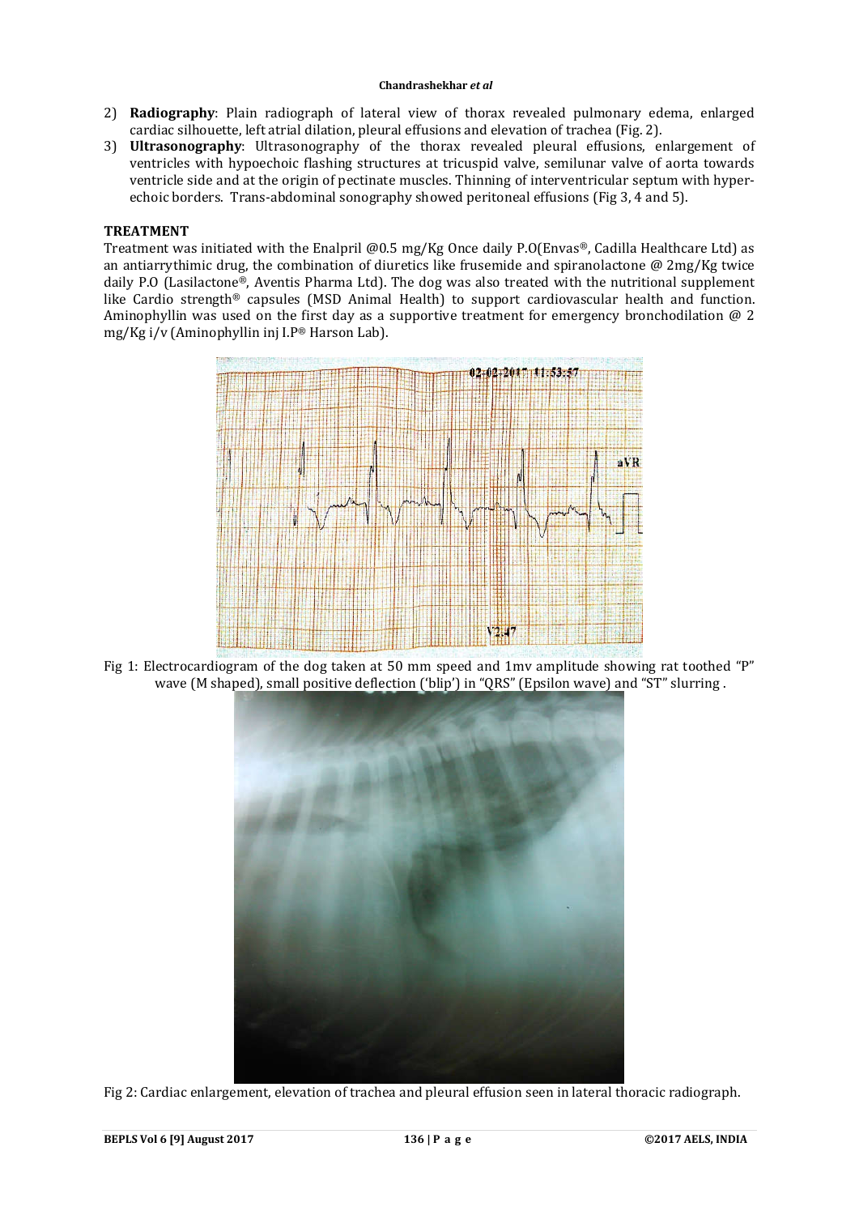2) **Radiography**: Plain radiograph of lateral view of thorax revealed pulmonary edema, enlarged cardiac silhouette, left atrial dilation, pleural effusions and elevation of trachea (Fig. 2).
3) **Ultrasonography**: Ultrasonography of the thorax revealed pleural effusions, enlargement of ventricles with hypoechoic flashing structures at tricuspid valve, semilunar valve of aorta towards ventricle side and at the origin of pectinate muscles. Thinning of interventricular septum with hyper-echoic borders. Trans-abdominal sonography showed peritoneal effusions (Fig 3, 4 and 5).

## TREATMENT

Treatment was initiated with the Enalpril @0.5 mg/Kg Once daily P.O(Envas®, Cadilla Healthcare Ltd) as an antiarrythimic drug, the combination of diuretics like frusemide and spiranolactone @ 2mg/Kg twice daily P.O (Lasilactone®, Aventis Pharma Ltd). The dog was also treated with the nutritional supplement like Cardio strength® capsules (MSD Animal Health) to support cardiovascular health and function. Aminophyllin was used on the first day as a supportive treatment for emergency bronchodilation @ 2 mg/Kg i/v (Aminophyllin inj I.P® Harson Lab).

Fig 1: Electrocardiogram of the dog taken at 50 mm speed and 1mv amplitude showing rat toothed "P" wave (M shaped), small positive deflection ('blip') in "QRS" (Epsilon wave) and "ST" slurring .

Fig 2: Cardiac enlargement, elevation of trachea and pleural effusion seen in lateral thoracic radiograph.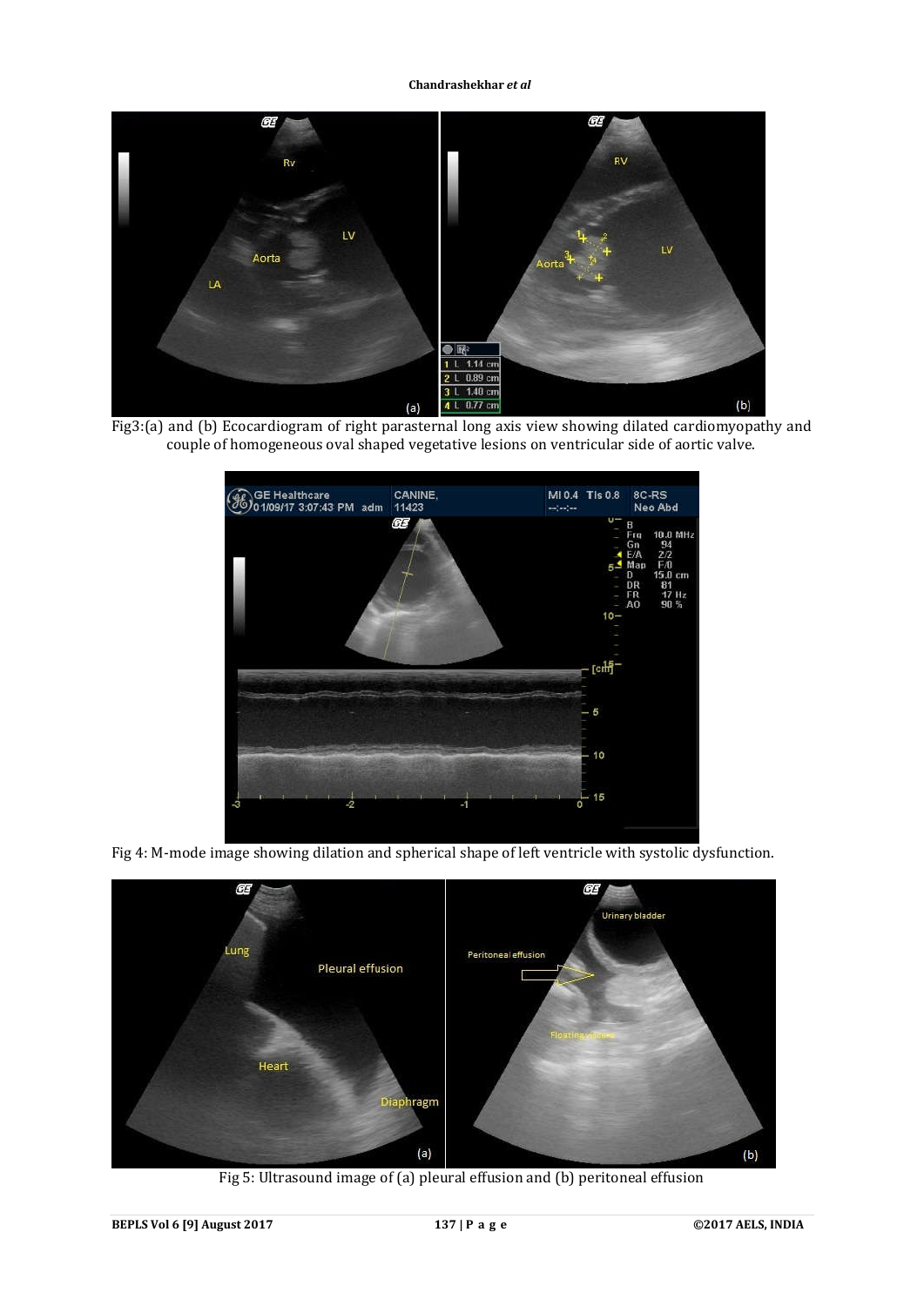Fig3:(a) and (b) Ecocardiogram of right parasternal long axis view showing dilated cardiomyopathy and couple of homogeneous oval shaped vegetative lesions on ventricular side of aortic valve.

Fig 4: M-mode image showing dilation and spherical shape of left ventricle with systolic dysfunction.

Fig 5: Ultrasound image of (a) pleural effusion and (b) peritoneal effusion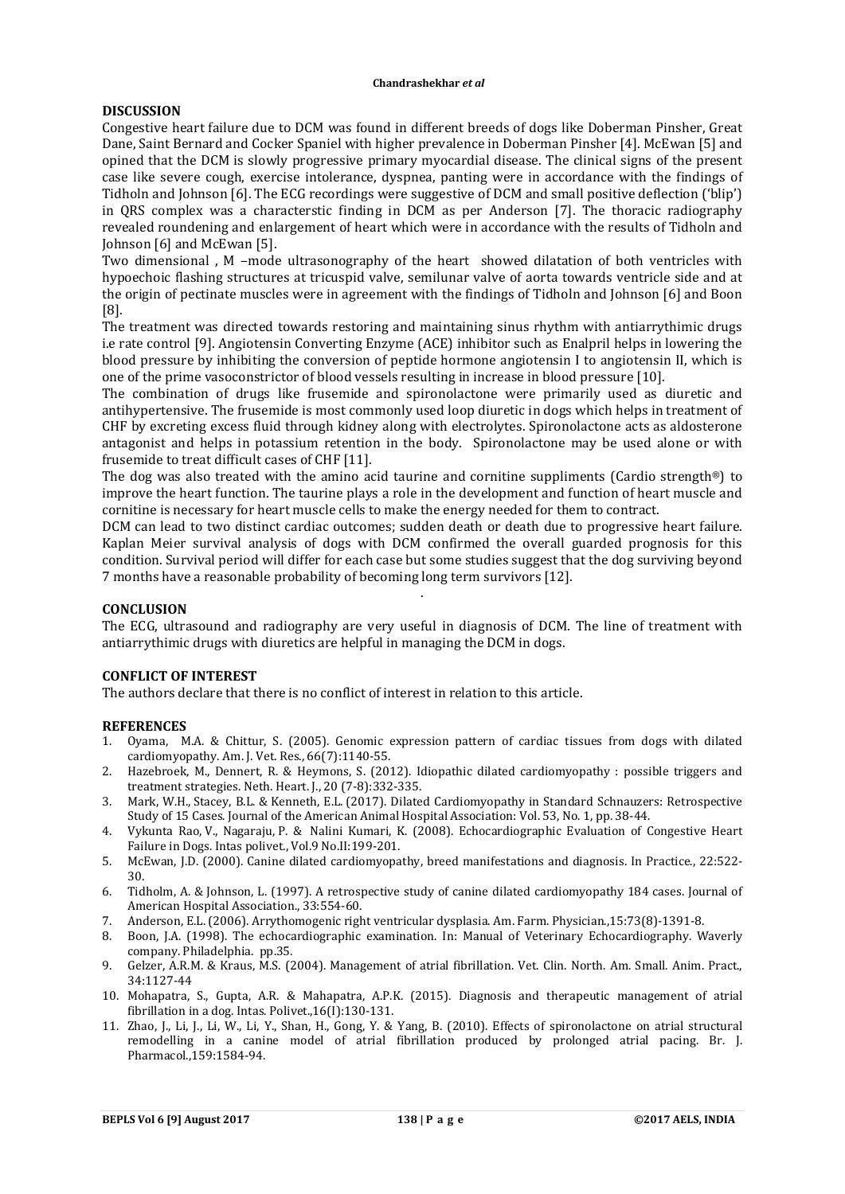## DISCUSSION

Congestive heart failure due to DCM was found in different breeds of dogs like Doberman Pinsher, Great Dane, Saint Bernard and Cocker Spaniel with higher prevalence in Doberman Pinsher [4]. McEwan [5] and opined that the DCM is slowly progressive primary myocardial disease. The clinical signs of the present case like severe cough, exercise intolerance, dyspnea, panting were in accordance with the findings of Tidholn and Johnson [6]. The ECG recordings were suggestive of DCM and small positive deflection ('blip') in QRS complex was a characterstic finding in DCM as per Anderson [7]. The thoracic radiography revealed roundening and enlargement of heart which were in accordance with the results of Tidholn and Johnson [6] and McEwan [5].

Two dimensional , M –mode ultrasonography of the heart showed dilatation of both ventricles with hypoechoic flashing structures at tricuspid valve, semilunar valve of aorta towards ventricle side and at the origin of pectinate muscles were in agreement with the findings of Tidholn and Johnson [6] and Boon [8].

The treatment was directed towards restoring and maintaining sinus rhythm with antiarrythimic drugs i.e rate control [9]. Angiotensin Converting Enzyme (ACE) inhibitor such as Enalpril helps in lowering the blood pressure by inhibiting the conversion of peptide hormone angiotensin I to angiotensin II, which is one of the prime vasoconstrictor of blood vessels resulting in increase in blood pressure [10].

The combination of drugs like frusemide and spironolactone were primarily used as diuretic and antihypertensive. The frusemide is most commonly used loop diuretic in dogs which helps in treatment of CHF by excreting excess fluid through kidney along with electrolytes. Spironolactone acts as aldosterone antagonist and helps in potassium retention in the body. Spironolactone may be used alone or with frusemide to treat difficult cases of CHF [11].

The dog was also treated with the amino acid taurine and cornitine suppliments (Cardio strength®) to improve the heart function. The taurine plays a role in the development and function of heart muscle and cornitine is necessary for heart muscle cells to make the energy needed for them to contract.

DCM can lead to two distinct cardiac outcomes; sudden death or death due to progressive heart failure. Kaplan Meier survival analysis of dogs with DCM confirmed the overall guarded prognosis for this condition. Survival period will differ for each case but some studies suggest that the dog surviving beyond 7 months have a reasonable probability of becoming long term survivors [12].

## CONCLUSION

The ECG, ultrasound and radiography are very useful in diagnosis of DCM. The line of treatment with antiarrythimic drugs with diuretics are helpful in managing the DCM in dogs.

## CONFLICT OF INTEREST

The authors declare that there is no conflict of interest in relation to this article.

## REFERENCES

1. Oyama, M.A. & Chittur, S. (2005). Genomic expression pattern of cardiac tissues from dogs with dilated cardiomyopathy. Am. J. Vet. Res., 66(7):1140-55.
2. Hazebroek, M., Dennert, R. & Heymons, S. (2012). Idiopathic dilated cardiomyopathy : possible triggers and treatment strategies. Neth. Heart. J., 20 (7-8):332-335.
3. Mark, W.H., Stacey, B.L. & Kenneth, E.L. (2017). Dilated Cardiomyopathy in Standard Schnauzers: Retrospective Study of 15 Cases. Journal of the American Animal Hospital Association: Vol. 53, No. 1, pp. 38-44.
4. Vykunta Rao, V., Nagaraju, P. & Nalini Kumari, K. (2008). Echocardiographic Evaluation of Congestive Heart Failure in Dogs. Intas polivet., Vol.9 No.II:199-201.
5. McEwan, J.D. (2000). Canine dilated cardiomyopathy, breed manifestations and diagnosis. In Practice., 22:522-30.
6. Tidholm, A. & Johnson, L. (1997). A retrospective study of canine dilated cardiomyopathy 184 cases. Journal of American Hospital Association., 33:554-60.
7. Anderson, E.L. (2006). Arrythomogenic right ventricular dysplasia. Am. Farm. Physician.,15:73(8)-1391-8.
8. Boon, J.A. (1998). The echocardiographic examination. In: Manual of Veterinary Echocardiography. Waverly company. Philadelphia. pp.35.
9. Gelzer, A.R.M. & Kraus, M.S. (2004). Management of atrial fibrillation. Vet. Clin. North. Am. Small. Anim. Pract., 34:1127-44
10. Mohapatra, S., Gupta, A.R. & Mahapatra, A.P.K. (2015). Diagnosis and therapeutic management of atrial fibrillation in a dog. Intas. Polivet.,16(I):130-131.
11. Zhao, J., Li, J., Li, W., Li, Y., Shan, H., Gong, Y. & Yang, B. (2010). Effects of spironolactone on atrial structural remodelling in a canine model of atrial fibrillation produced by prolonged atrial pacing. Br. J. Pharmacol.,159:1584-94.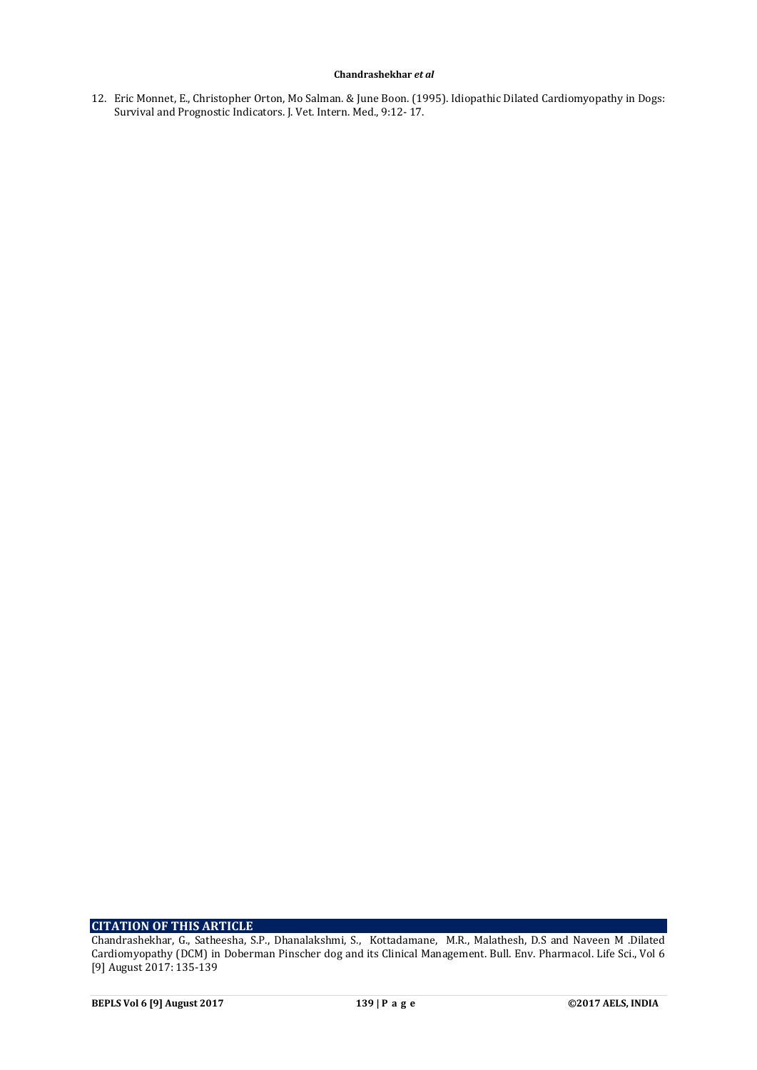12. Eric Monnet, E., Christopher Orton, Mo Salman. & June Boon. (1995). Idiopathic Dilated Cardiomyopathy in Dogs: Survival and Prognostic Indicators. J. Vet. Intern. Med., 9:12- 17.

## CITATION OF THIS ARTICLE

Chandrashekhar, G., Satheesha, S.P., Dhanalakshmi, S., Kottadamane, M.R., Malathesh, D.S and Naveen M .Dilated Cardiomyopathy (DCM) in Doberman Pinscher dog and its Clinical Management. Bull. Env. Pharmacol. Life Sci., Vol 6 [9] August 2017: 135-139